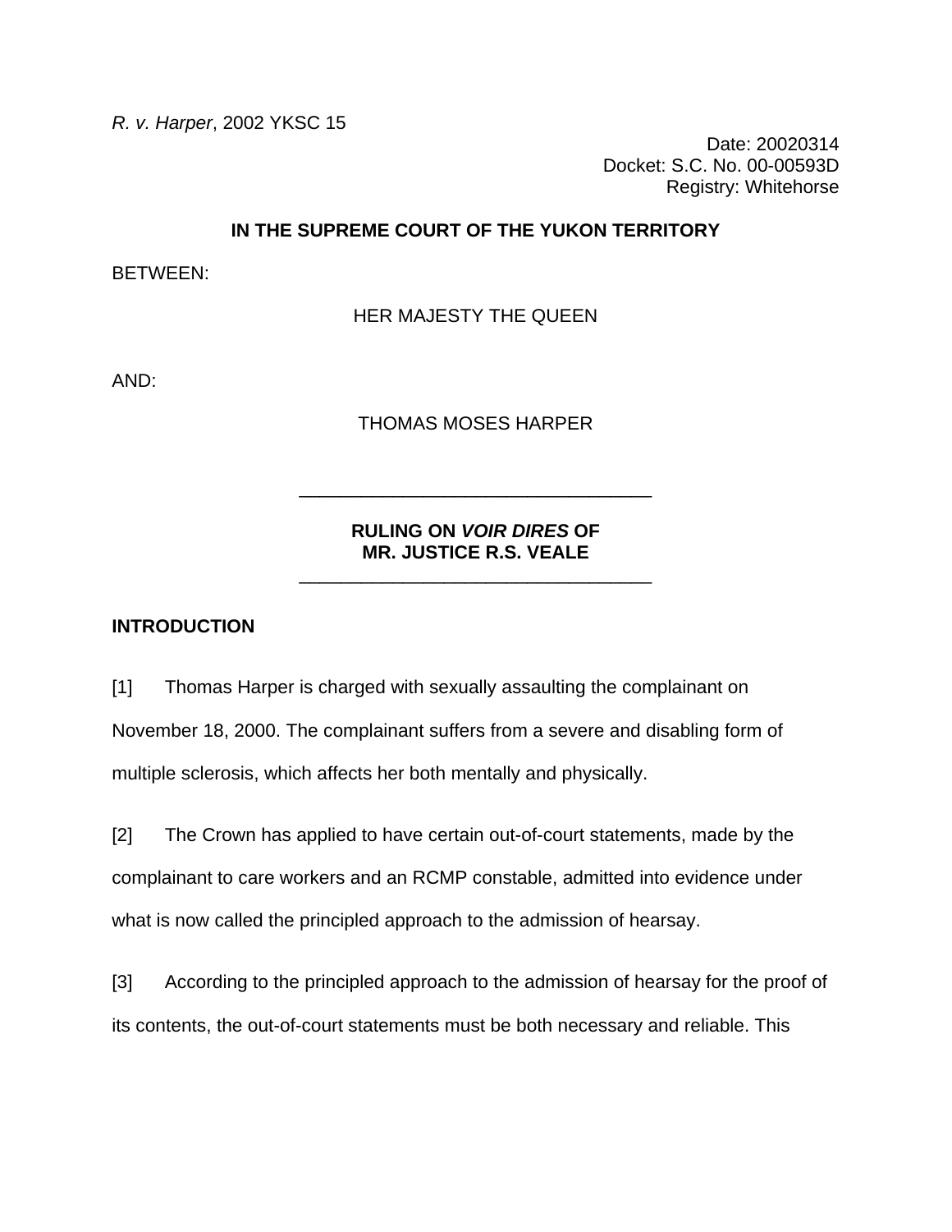*R. v. Harper*, 2002 YKSC 15

Date: 20020314
Docket: S.C. No. 00-00593D
Registry: Whitehorse

**IN THE SUPREME COURT OF THE YUKON TERRITORY**

BETWEEN:

HER MAJESTY THE QUEEN

AND:

THOMAS MOSES HARPER

---

**RULING ON *VOIR DIRES* OF MR. JUSTICE R.S. VEALE**

---

**INTRODUCTION**

[1] Thomas Harper is charged with sexually assaulting the complainant on November 18, 2000. The complainant suffers from a severe and disabling form of multiple sclerosis, which affects her both mentally and physically.

[2] The Crown has applied to have certain out-of-court statements, made by the complainant to care workers and an RCMP constable, admitted into evidence under what is now called the principled approach to the admission of hearsay.

[3] According to the principled approach to the admission of hearsay for the proof of its contents, the out-of-court statements must be both necessary and reliable. This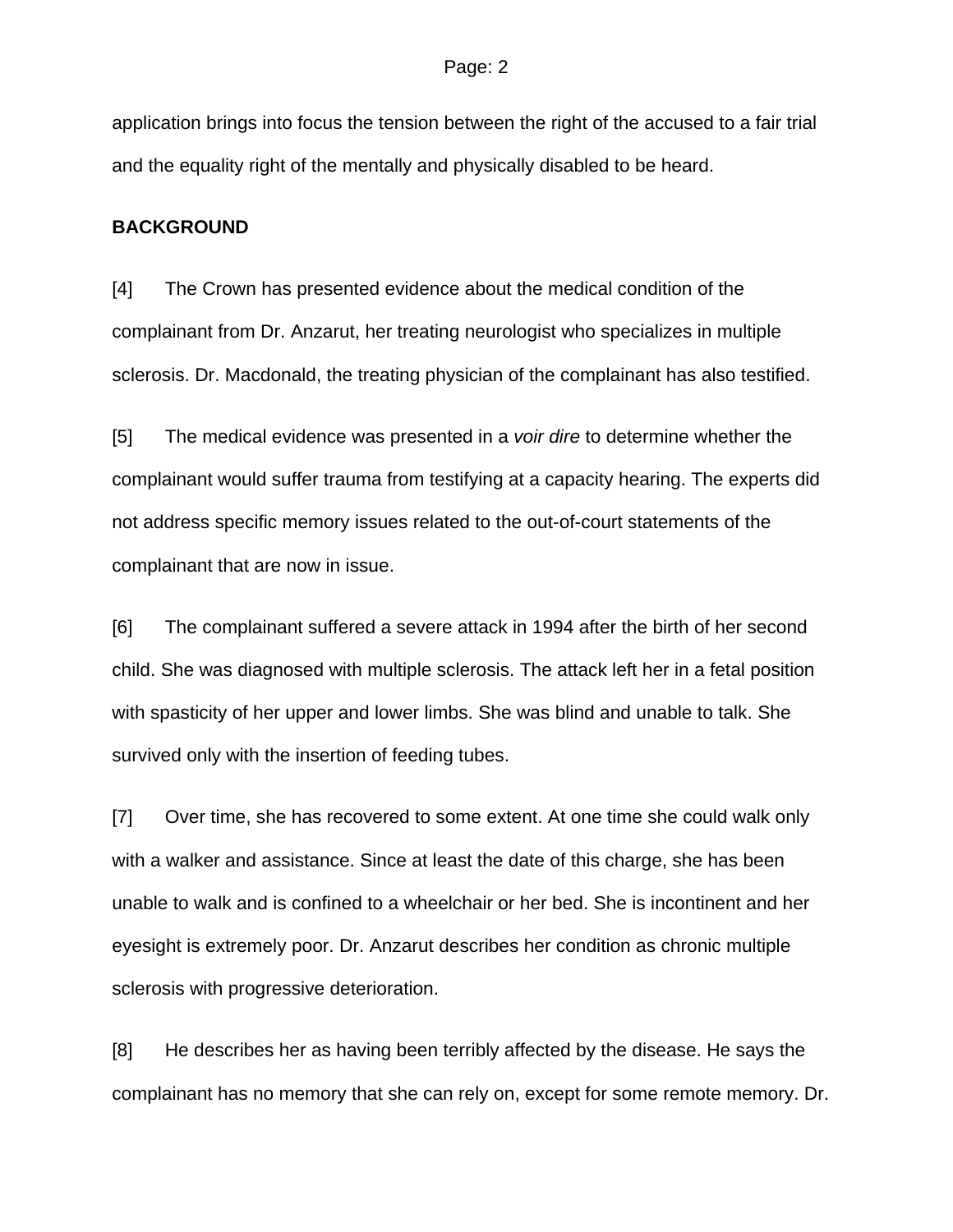application brings into focus the tension between the right of the accused to a fair trial and the equality right of the mentally and physically disabled to be heard.

**BACKGROUND**

[4] The Crown has presented evidence about the medical condition of the complainant from Dr. Anzarut, her treating neurologist who specializes in multiple sclerosis. Dr. Macdonald, the treating physician of the complainant has also testified.

[5] The medical evidence was presented in a *voir dire* to determine whether the complainant would suffer trauma from testifying at a capacity hearing. The experts did not address specific memory issues related to the out-of-court statements of the complainant that are now in issue.

[6] The complainant suffered a severe attack in 1994 after the birth of her second child. She was diagnosed with multiple sclerosis. The attack left her in a fetal position with spasticity of her upper and lower limbs. She was blind and unable to talk. She survived only with the insertion of feeding tubes.

[7] Over time, she has recovered to some extent. At one time she could walk only with a walker and assistance. Since at least the date of this charge, she has been unable to walk and is confined to a wheelchair or her bed. She is incontinent and her eyesight is extremely poor. Dr. Anzarut describes her condition as chronic multiple sclerosis with progressive deterioration.

[8] He describes her as having been terribly affected by the disease. He says the complainant has no memory that she can rely on, except for some remote memory. Dr.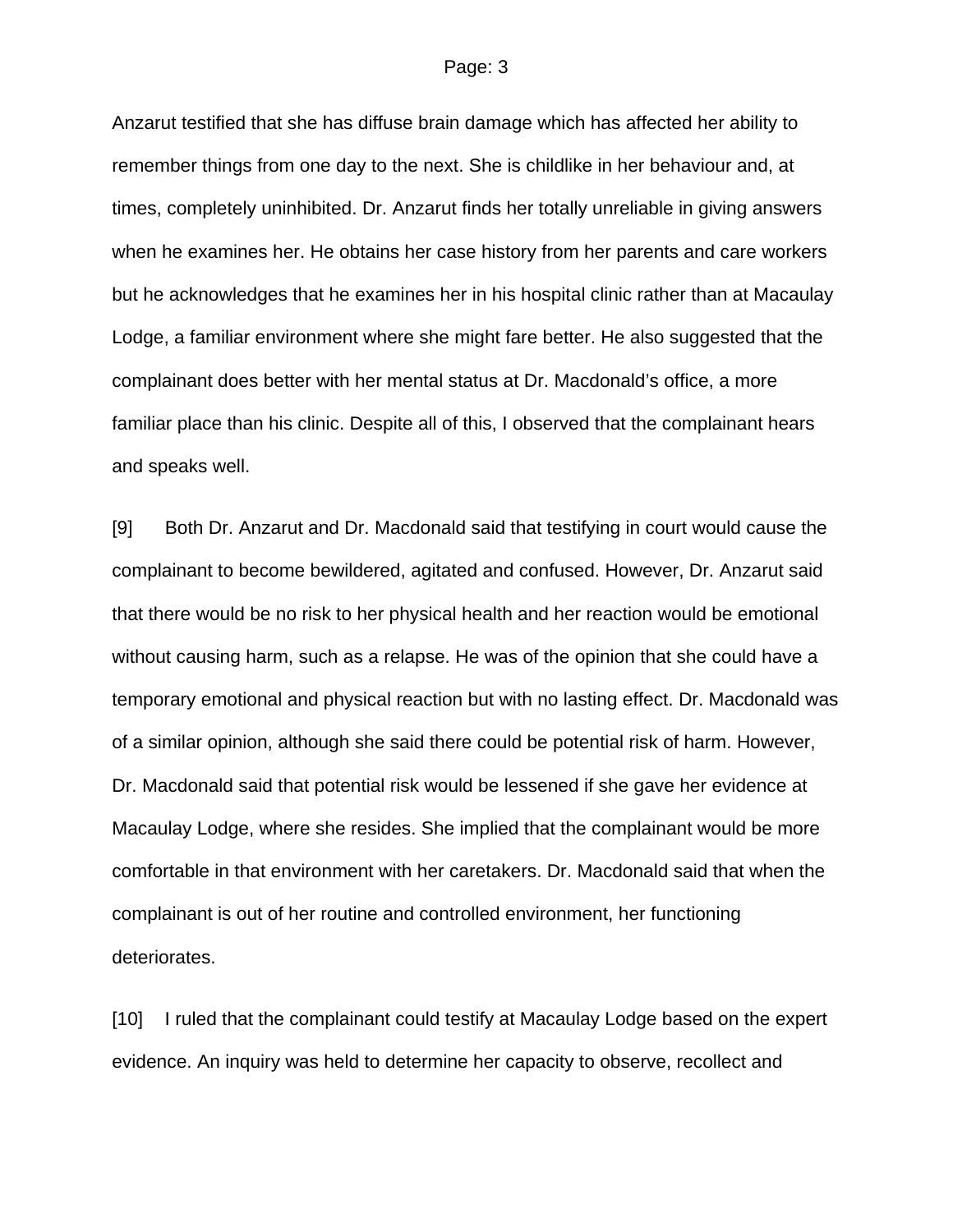Anzarut testified that she has diffuse brain damage which has affected her ability to remember things from one day to the next. She is childlike in her behaviour and, at times, completely uninhibited. Dr. Anzarut finds her totally unreliable in giving answers when he examines her. He obtains her case history from her parents and care workers but he acknowledges that he examines her in his hospital clinic rather than at Macaulay Lodge, a familiar environment where she might fare better. He also suggested that the complainant does better with her mental status at Dr. Macdonald's office, a more familiar place than his clinic. Despite all of this, I observed that the complainant hears and speaks well.

[9] Both Dr. Anzarut and Dr. Macdonald said that testifying in court would cause the complainant to become bewildered, agitated and confused. However, Dr. Anzarut said that there would be no risk to her physical health and her reaction would be emotional without causing harm, such as a relapse. He was of the opinion that she could have a temporary emotional and physical reaction but with no lasting effect. Dr. Macdonald was of a similar opinion, although she said there could be potential risk of harm. However, Dr. Macdonald said that potential risk would be lessened if she gave her evidence at Macaulay Lodge, where she resides. She implied that the complainant would be more comfortable in that environment with her caretakers. Dr. Macdonald said that when the complainant is out of her routine and controlled environment, her functioning deteriorates.

[10] I ruled that the complainant could testify at Macaulay Lodge based on the expert evidence. An inquiry was held to determine her capacity to observe, recollect and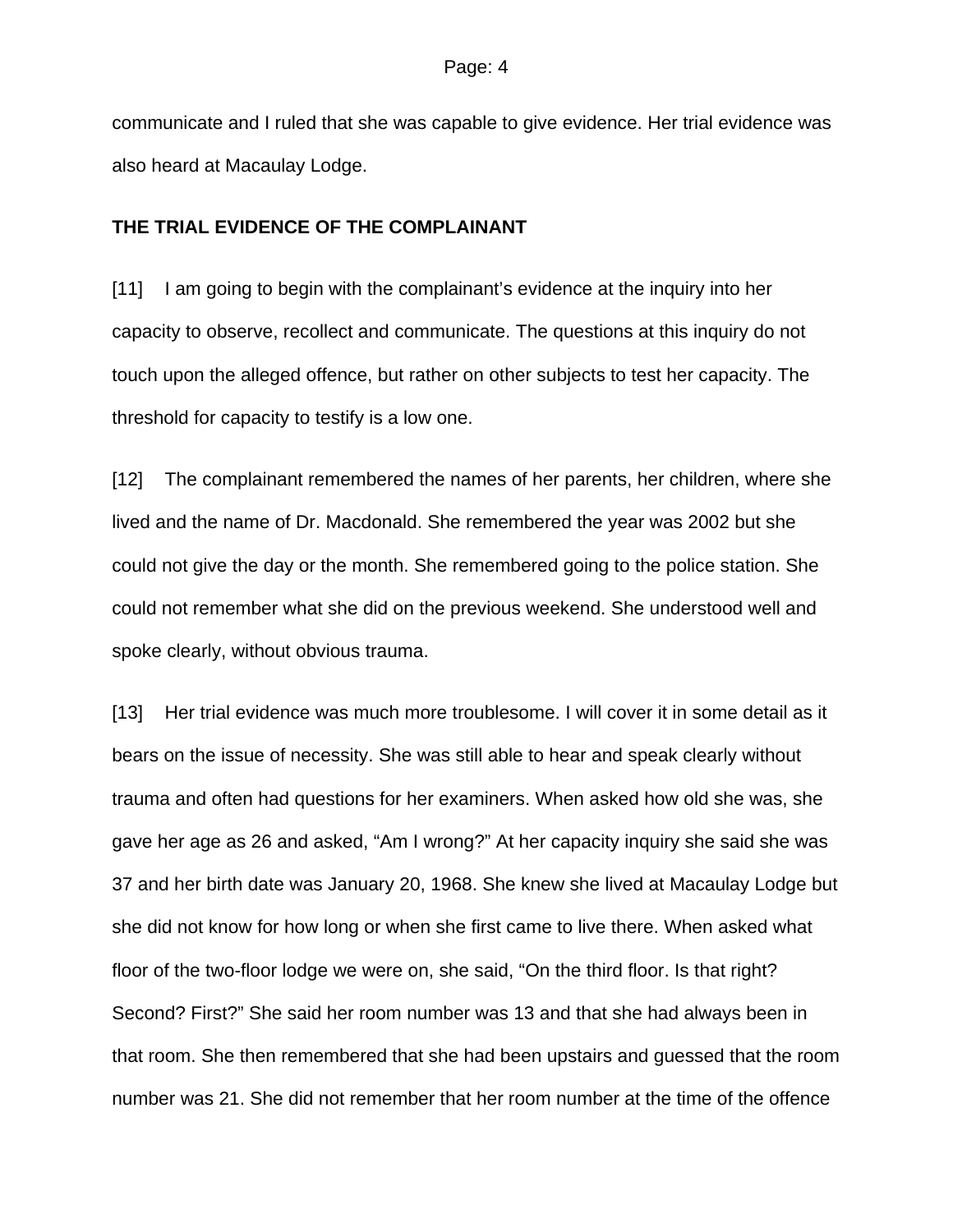communicate and I ruled that she was capable to give evidence. Her trial evidence was also heard at Macaulay Lodge.

## THE TRIAL EVIDENCE OF THE COMPLAINANT

[11] I am going to begin with the complainant's evidence at the inquiry into her capacity to observe, recollect and communicate. The questions at this inquiry do not touch upon the alleged offence, but rather on other subjects to test her capacity. The threshold for capacity to testify is a low one.

[12] The complainant remembered the names of her parents, her children, where she lived and the name of Dr. Macdonald. She remembered the year was 2002 but she could not give the day or the month. She remembered going to the police station. She could not remember what she did on the previous weekend. She understood well and spoke clearly, without obvious trauma.

[13] Her trial evidence was much more troublesome. I will cover it in some detail as it bears on the issue of necessity. She was still able to hear and speak clearly without trauma and often had questions for her examiners. When asked how old she was, she gave her age as 26 and asked, "Am I wrong?" At her capacity inquiry she said she was 37 and her birth date was January 20, 1968. She knew she lived at Macaulay Lodge but she did not know for how long or when she first came to live there. When asked what floor of the two-floor lodge we were on, she said, "On the third floor. Is that right? Second? First?" She said her room number was 13 and that she had always been in that room. She then remembered that she had been upstairs and guessed that the room number was 21. She did not remember that her room number at the time of the offence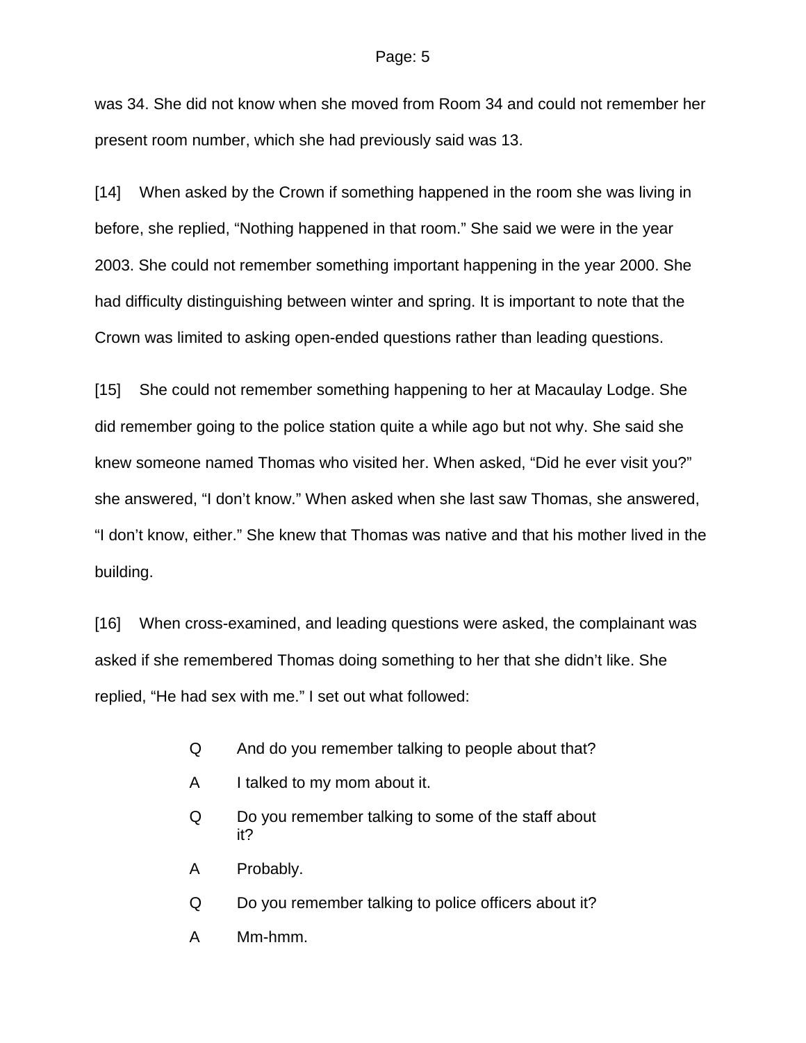was 34. She did not know when she moved from Room 34 and could not remember her present room number, which she had previously said was 13.

[14] When asked by the Crown if something happened in the room she was living in before, she replied, “Nothing happened in that room.” She said we were in the year 2003. She could not remember something important happening in the year 2000. She had difficulty distinguishing between winter and spring. It is important to note that the Crown was limited to asking open-ended questions rather than leading questions.

[15] She could not remember something happening to her at Macaulay Lodge. She did remember going to the police station quite a while ago but not why. She said she knew someone named Thomas who visited her. When asked, “Did he ever visit you?” she answered, “I don’t know.” When asked when she last saw Thomas, she answered, “I don’t know, either.” She knew that Thomas was native and that his mother lived in the building.

[16] When cross-examined, and leading questions were asked, the complainant was asked if she remembered Thomas doing something to her that she didn’t like. She replied, “He had sex with me.” I set out what followed:

> Q And do you remember talking to people about that?
>
> A I talked to my mom about it.
>
> Q Do you remember talking to some of the staff about it?
>
> A Probably.
>
> Q Do you remember talking to police officers about it?
>
> A Mm-hmm.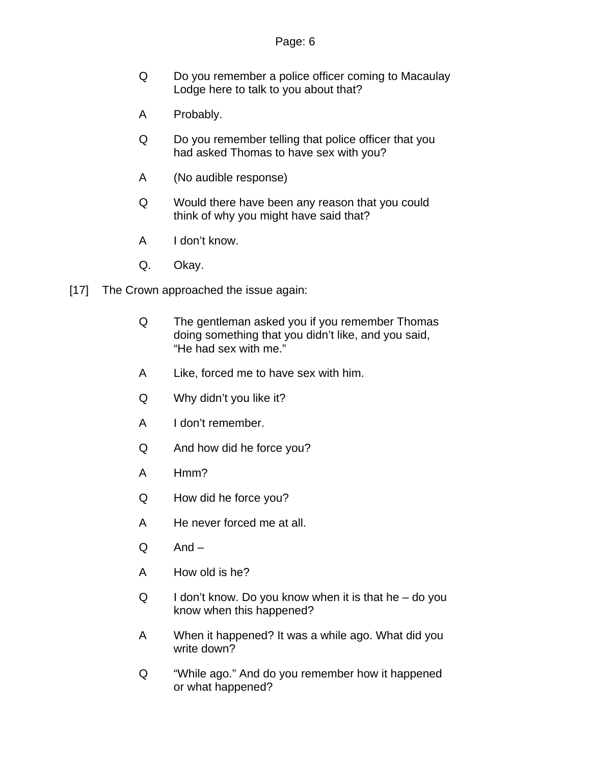Q	Do you remember a police officer coming to Macaulay Lodge here to talk to you about that?

A	Probably.

Q	Do you remember telling that police officer that you had asked Thomas to have sex with you?

A	(No audible response)

Q	Would there have been any reason that you could think of why you might have said that?

A	I don’t know.

Q.	Okay.

[17] The Crown approached the issue again:

Q	The gentleman asked you if you remember Thomas doing something that you didn’t like, and you said, “He had sex with me.”

A	Like, forced me to have sex with him.

Q	Why didn’t you like it?

A	I don’t remember.

Q	And how did he force you?

A	Hmm?

Q	How did he force you?

A	He never forced me at all.

Q	And –

A	How old is he?

Q	I don’t know. Do you know when it is that he – do you know when this happened?

A	When it happened? It was a while ago. What did you write down?

Q	“While ago.” And do you remember how it happened or what happened?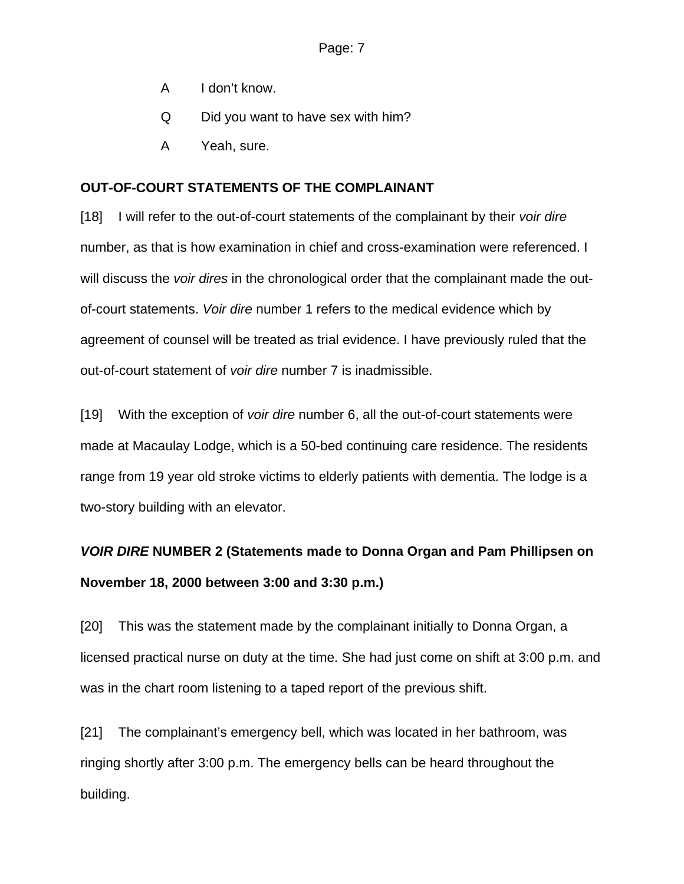A	I don't know.

Q	Did you want to have sex with him?

A	Yeah, sure.

**OUT-OF-COURT STATEMENTS OF THE COMPLAINANT**

[18]	I will refer to the out-of-court statements of the complainant by their *voir dire* number, as that is how examination in chief and cross-examination were referenced. I will discuss the *voir dires* in the chronological order that the complainant made the out-of-court statements. *Voir dire* number 1 refers to the medical evidence which by agreement of counsel will be treated as trial evidence. I have previously ruled that the out-of-court statement of *voir dire* number 7 is inadmissible.

[19]	With the exception of *voir dire* number 6, all the out-of-court statements were made at Macaulay Lodge, which is a 50-bed continuing care residence. The residents range from 19 year old stroke victims to elderly patients with dementia. The lodge is a two-story building with an elevator.

***VOIR DIRE* NUMBER 2 (Statements made to Donna Organ and Pam Phillipsen on November 18, 2000 between 3:00 and 3:30 p.m.)**

[20]	This was the statement made by the complainant initially to Donna Organ, a licensed practical nurse on duty at the time. She had just come on shift at 3:00 p.m. and was in the chart room listening to a taped report of the previous shift.

[21]	The complainant's emergency bell, which was located in her bathroom, was ringing shortly after 3:00 p.m. The emergency bells can be heard throughout the building.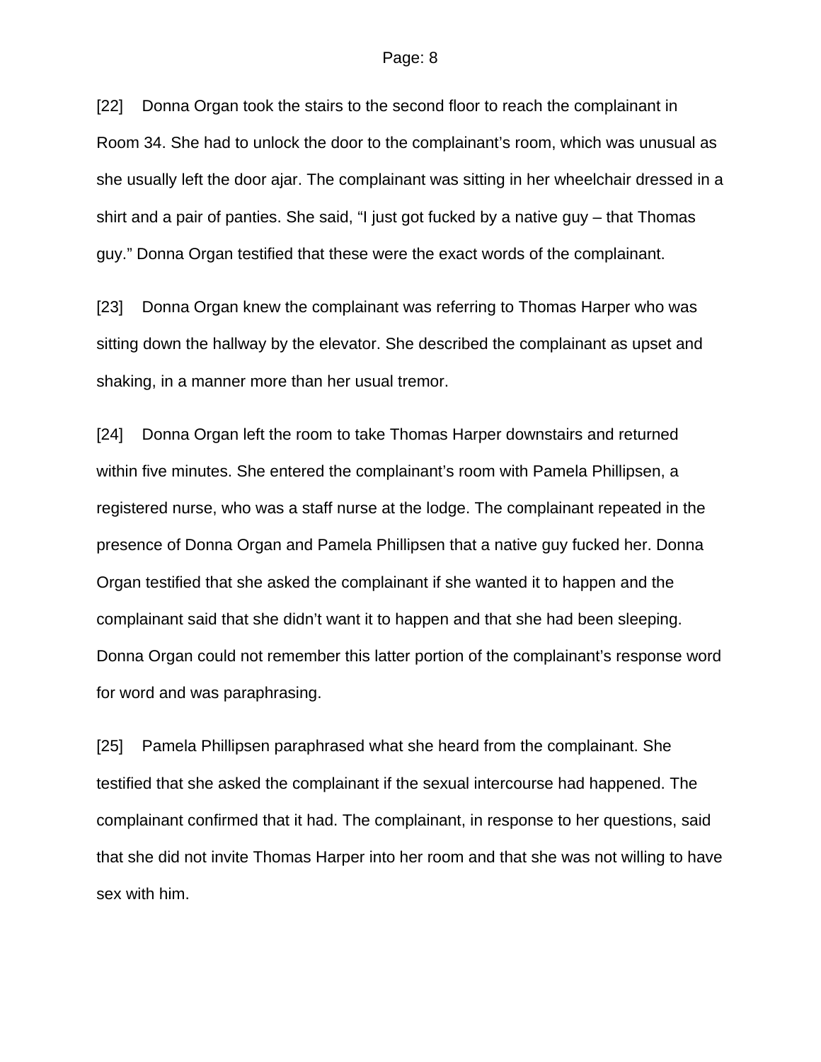[22] Donna Organ took the stairs to the second floor to reach the complainant in Room 34. She had to unlock the door to the complainant's room, which was unusual as she usually left the door ajar. The complainant was sitting in her wheelchair dressed in a shirt and a pair of panties. She said, "I just got fucked by a native guy – that Thomas guy." Donna Organ testified that these were the exact words of the complainant.

[23] Donna Organ knew the complainant was referring to Thomas Harper who was sitting down the hallway by the elevator. She described the complainant as upset and shaking, in a manner more than her usual tremor.

[24] Donna Organ left the room to take Thomas Harper downstairs and returned within five minutes. She entered the complainant's room with Pamela Phillipsen, a registered nurse, who was a staff nurse at the lodge. The complainant repeated in the presence of Donna Organ and Pamela Phillipsen that a native guy fucked her. Donna Organ testified that she asked the complainant if she wanted it to happen and the complainant said that she didn't want it to happen and that she had been sleeping. Donna Organ could not remember this latter portion of the complainant's response word for word and was paraphrasing.

[25] Pamela Phillipsen paraphrased what she heard from the complainant. She testified that she asked the complainant if the sexual intercourse had happened. The complainant confirmed that it had. The complainant, in response to her questions, said that she did not invite Thomas Harper into her room and that she was not willing to have sex with him.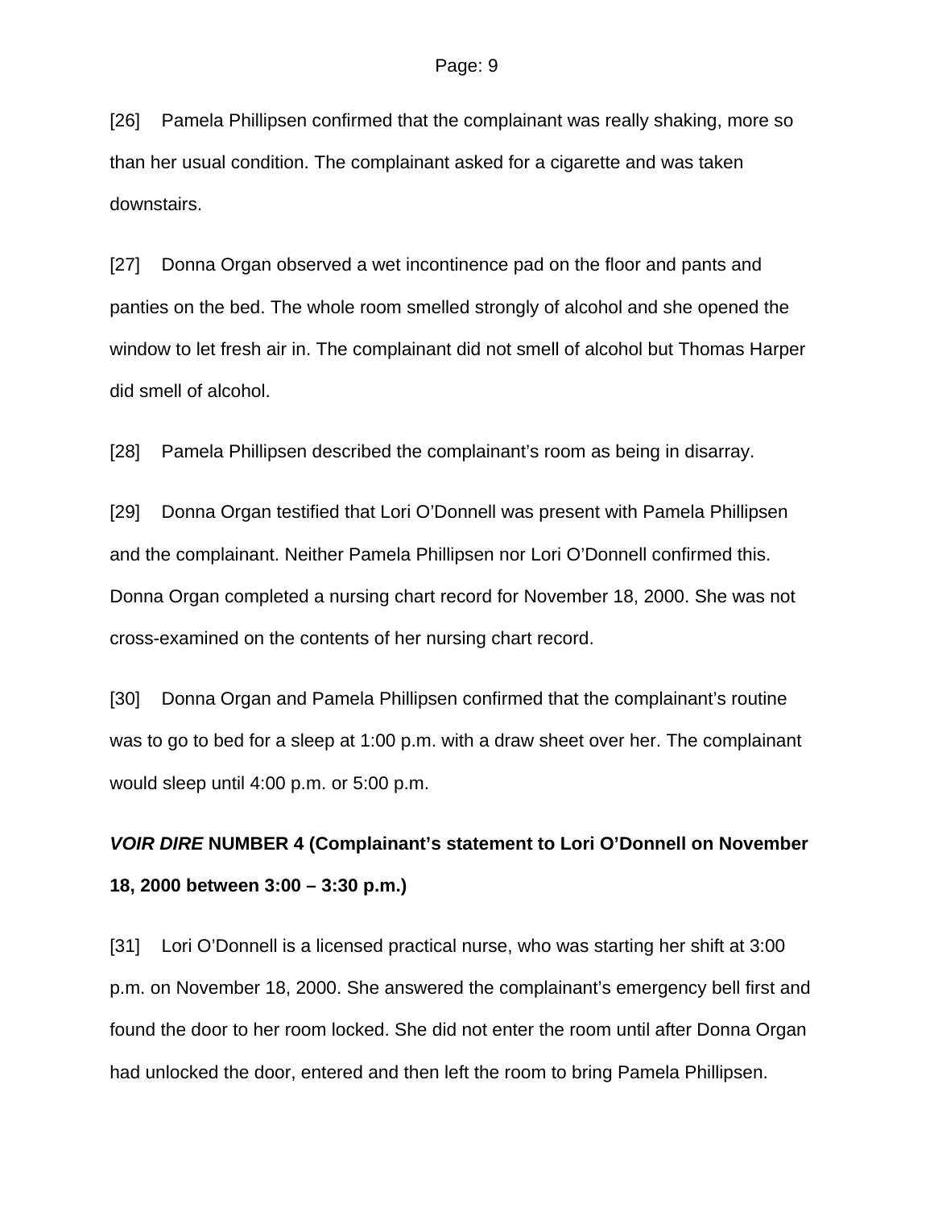[26] Pamela Phillipsen confirmed that the complainant was really shaking, more so than her usual condition. The complainant asked for a cigarette and was taken downstairs.

[27] Donna Organ observed a wet incontinence pad on the floor and pants and panties on the bed. The whole room smelled strongly of alcohol and she opened the window to let fresh air in. The complainant did not smell of alcohol but Thomas Harper did smell of alcohol.

[28] Pamela Phillipsen described the complainant's room as being in disarray.

[29] Donna Organ testified that Lori O'Donnell was present with Pamela Phillipsen and the complainant. Neither Pamela Phillipsen nor Lori O'Donnell confirmed this. Donna Organ completed a nursing chart record for November 18, 2000. She was not cross-examined on the contents of her nursing chart record.

[30] Donna Organ and Pamela Phillipsen confirmed that the complainant's routine was to go to bed for a sleep at 1:00 p.m. with a draw sheet over her. The complainant would sleep until 4:00 p.m. or 5:00 p.m.

### ***VOIR DIRE*** **NUMBER 4 (Complainant's statement to Lori O'Donnell on November 18, 2000 between 3:00 – 3:30 p.m.)**

[31] Lori O'Donnell is a licensed practical nurse, who was starting her shift at 3:00 p.m. on November 18, 2000. She answered the complainant's emergency bell first and found the door to her room locked. She did not enter the room until after Donna Organ had unlocked the door, entered and then left the room to bring Pamela Phillipsen.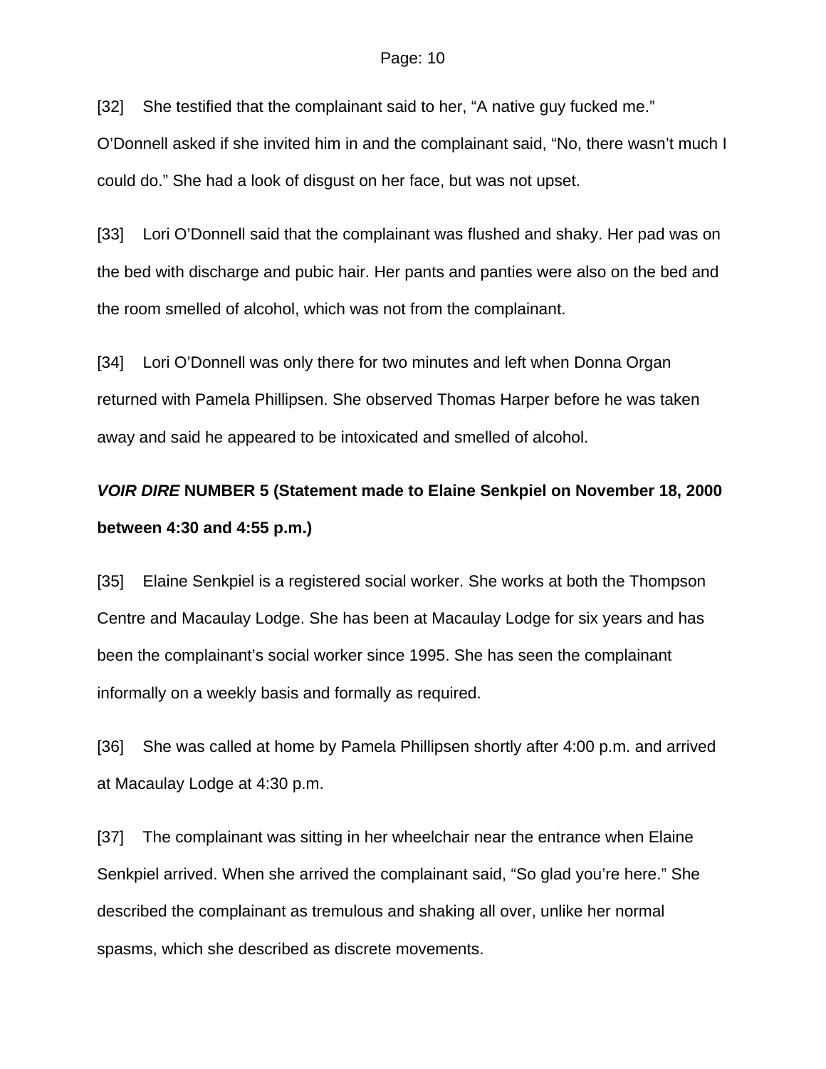[32] She testified that the complainant said to her, “A native guy fucked me.” O’Donnell asked if she invited him in and the complainant said, “No, there wasn’t much I could do.” She had a look of disgust on her face, but was not upset.

[33] Lori O’Donnell said that the complainant was flushed and shaky. Her pad was on the bed with discharge and pubic hair. Her pants and panties were also on the bed and the room smelled of alcohol, which was not from the complainant.

[34] Lori O’Donnell was only there for two minutes and left when Donna Organ returned with Pamela Phillipsen. She observed Thomas Harper before he was taken away and said he appeared to be intoxicated and smelled of alcohol.

### ***VOIR DIRE*** **NUMBER 5 (Statement made to Elaine Senkpiel on November 18, 2000 between 4:30 and 4:55 p.m.)**

[35] Elaine Senkpiel is a registered social worker. She works at both the Thompson Centre and Macaulay Lodge. She has been at Macaulay Lodge for six years and has been the complainant’s social worker since 1995. She has seen the complainant informally on a weekly basis and formally as required.

[36] She was called at home by Pamela Phillipsen shortly after 4:00 p.m. and arrived at Macaulay Lodge at 4:30 p.m.

[37] The complainant was sitting in her wheelchair near the entrance when Elaine Senkpiel arrived. When she arrived the complainant said, “So glad you’re here.” She described the complainant as tremulous and shaking all over, unlike her normal spasms, which she described as discrete movements.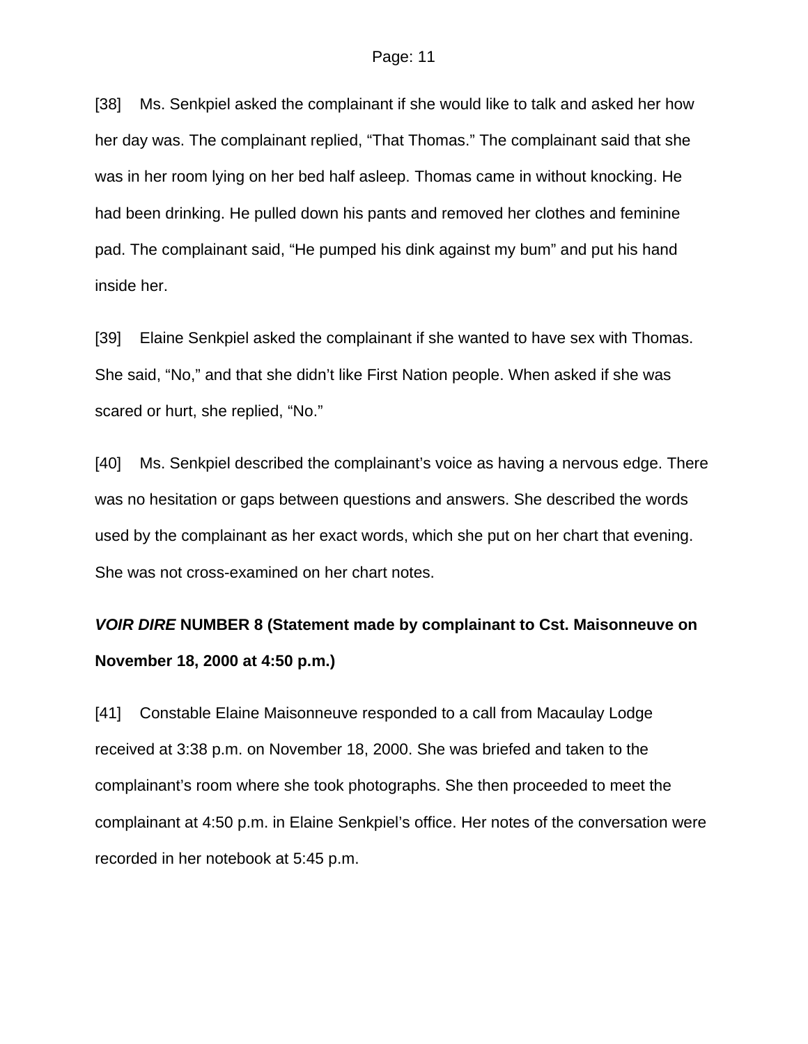[38] Ms. Senkpiel asked the complainant if she would like to talk and asked her how her day was. The complainant replied, “That Thomas.” The complainant said that she was in her room lying on her bed half asleep. Thomas came in without knocking. He had been drinking. He pulled down his pants and removed her clothes and feminine pad. The complainant said, “He pumped his dink against my bum” and put his hand inside her.

[39] Elaine Senkpiel asked the complainant if she wanted to have sex with Thomas. She said, “No,” and that she didn’t like First Nation people. When asked if she was scared or hurt, she replied, “No.”

[40] Ms. Senkpiel described the complainant’s voice as having a nervous edge. There was no hesitation or gaps between questions and answers. She described the words used by the complainant as her exact words, which she put on her chart that evening. She was not cross-examined on her chart notes.

***VOIR DIRE* NUMBER 8 (Statement made by complainant to Cst. Maisonneuve on November 18, 2000 at 4:50 p.m.)**

[41] Constable Elaine Maisonneuve responded to a call from Macaulay Lodge received at 3:38 p.m. on November 18, 2000. She was briefed and taken to the complainant’s room where she took photographs. She then proceeded to meet the complainant at 4:50 p.m. in Elaine Senkpiel’s office. Her notes of the conversation were recorded in her notebook at 5:45 p.m.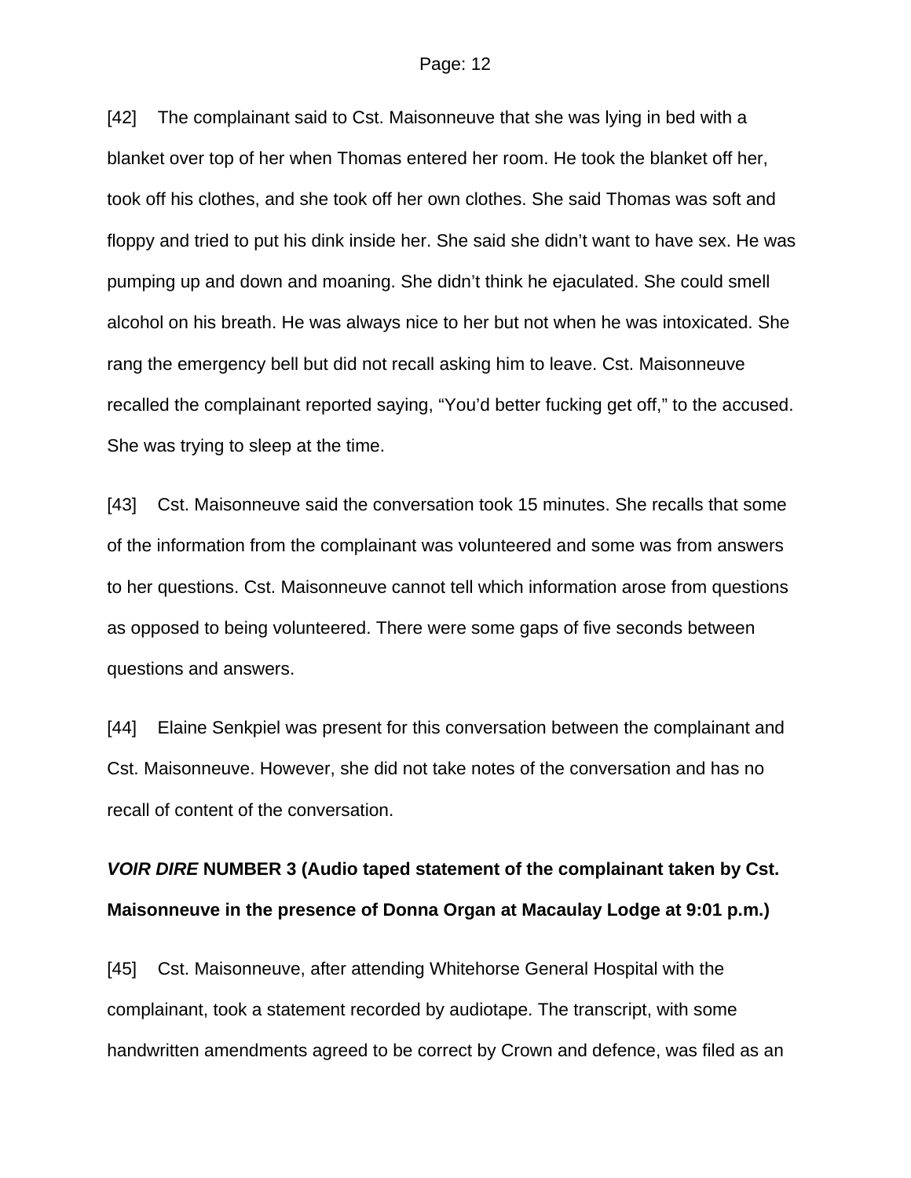[42] The complainant said to Cst. Maisonneuve that she was lying in bed with a blanket over top of her when Thomas entered her room. He took the blanket off her, took off his clothes, and she took off her own clothes. She said Thomas was soft and floppy and tried to put his dink inside her. She said she didn't want to have sex. He was pumping up and down and moaning. She didn't think he ejaculated. She could smell alcohol on his breath. He was always nice to her but not when he was intoxicated. She rang the emergency bell but did not recall asking him to leave. Cst. Maisonneuve recalled the complainant reported saying, "You'd better fucking get off," to the accused. She was trying to sleep at the time.

[43] Cst. Maisonneuve said the conversation took 15 minutes. She recalls that some of the information from the complainant was volunteered and some was from answers to her questions. Cst. Maisonneuve cannot tell which information arose from questions as opposed to being volunteered. There were some gaps of five seconds between questions and answers.

[44] Elaine Senkpiel was present for this conversation between the complainant and Cst. Maisonneuve. However, she did not take notes of the conversation and has no recall of content of the conversation.

***VOIR DIRE* NUMBER 3 (Audio taped statement of the complainant taken by Cst. Maisonneuve in the presence of Donna Organ at Macaulay Lodge at 9:01 p.m.)**

[45] Cst. Maisonneuve, after attending Whitehorse General Hospital with the complainant, took a statement recorded by audiotape. The transcript, with some handwritten amendments agreed to be correct by Crown and defence, was filed as an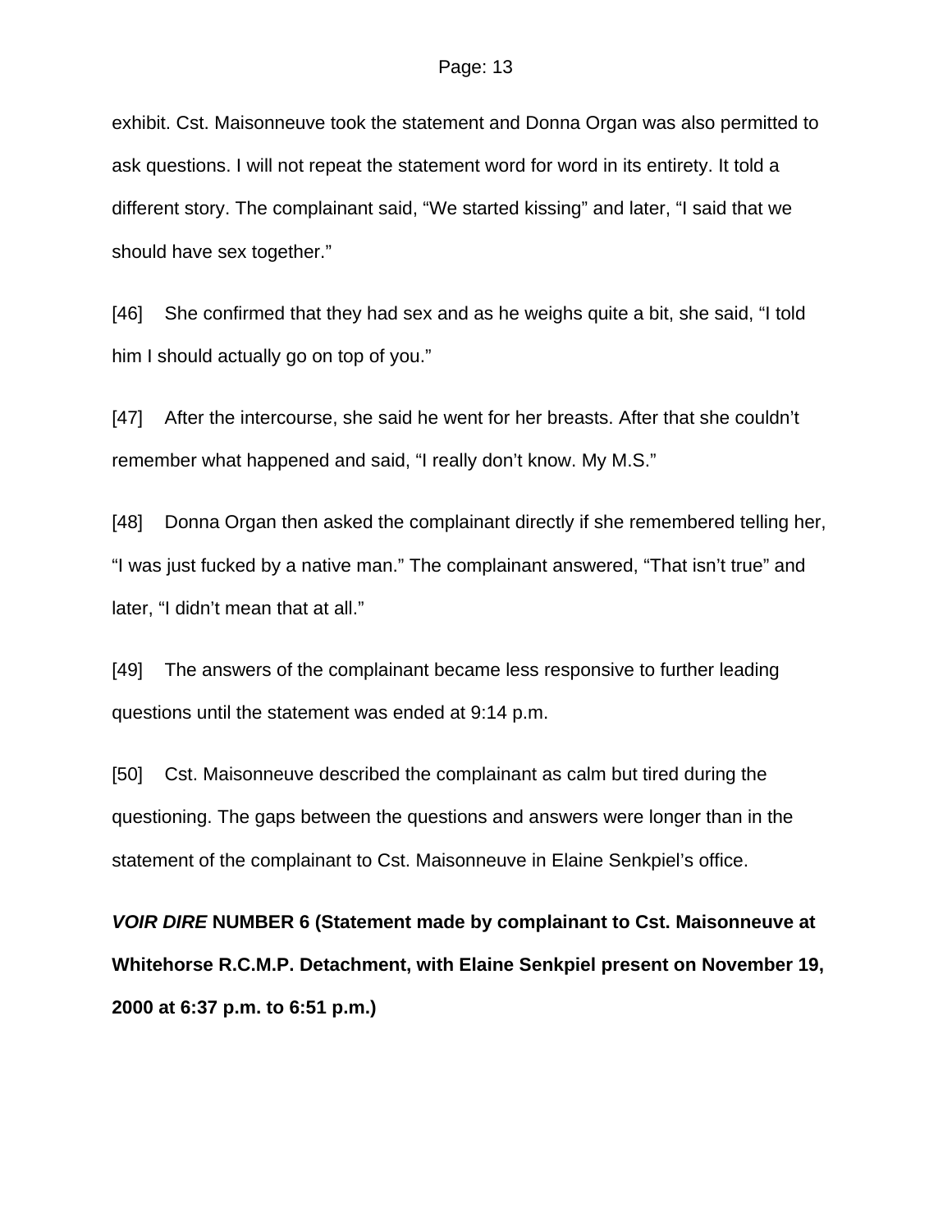exhibit. Cst. Maisonneuve took the statement and Donna Organ was also permitted to ask questions. I will not repeat the statement word for word in its entirety. It told a different story. The complainant said, "We started kissing" and later, "I said that we should have sex together."

[46] She confirmed that they had sex and as he weighs quite a bit, she said, "I told him I should actually go on top of you."

[47] After the intercourse, she said he went for her breasts. After that she couldn't remember what happened and said, "I really don't know. My M.S."

[48] Donna Organ then asked the complainant directly if she remembered telling her, "I was just fucked by a native man." The complainant answered, "That isn't true" and later, "I didn't mean that at all."

[49] The answers of the complainant became less responsive to further leading questions until the statement was ended at 9:14 p.m.

[50] Cst. Maisonneuve described the complainant as calm but tired during the questioning. The gaps between the questions and answers were longer than in the statement of the complainant to Cst. Maisonneuve in Elaine Senkpiel's office.

***VOIR DIRE* NUMBER 6 (Statement made by complainant to Cst. Maisonneuve at Whitehorse R.C.M.P. Detachment, with Elaine Senkpiel present on November 19, 2000 at 6:37 p.m. to 6:51 p.m.)**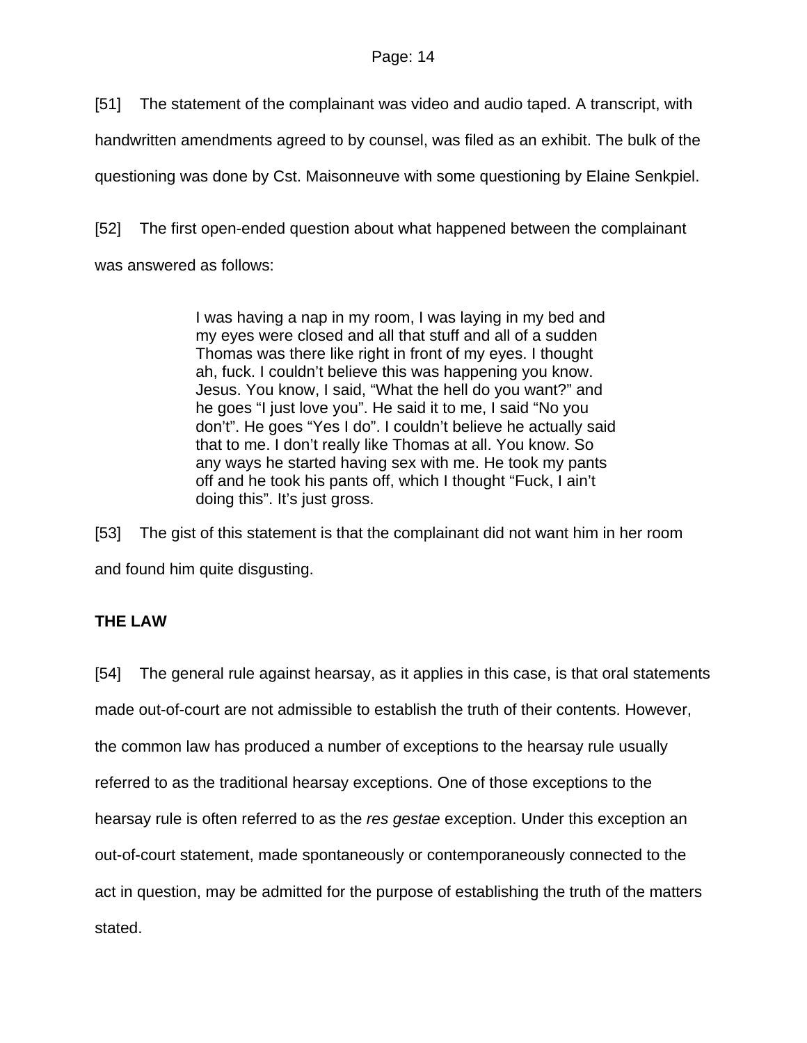[51] The statement of the complainant was video and audio taped. A transcript, with handwritten amendments agreed to by counsel, was filed as an exhibit. The bulk of the questioning was done by Cst. Maisonneuve with some questioning by Elaine Senkpiel.

[52] The first open-ended question about what happened between the complainant was answered as follows:

> I was having a nap in my room, I was laying in my bed and my eyes were closed and all that stuff and all of a sudden Thomas was there like right in front of my eyes. I thought ah, fuck. I couldn't believe this was happening you know. Jesus. You know, I said, "What the hell do you want?" and he goes "I just love you". He said it to me, I said "No you don't". He goes "Yes I do". I couldn't believe he actually said that to me. I don't really like Thomas at all. You know. So any ways he started having sex with me. He took my pants off and he took his pants off, which I thought "Fuck, I ain't doing this". It's just gross.

[53] The gist of this statement is that the complainant did not want him in her room and found him quite disgusting.

**THE LAW**

[54] The general rule against hearsay, as it applies in this case, is that oral statements made out-of-court are not admissible to establish the truth of their contents. However, the common law has produced a number of exceptions to the hearsay rule usually referred to as the traditional hearsay exceptions. One of those exceptions to the hearsay rule is often referred to as the *res gestae* exception. Under this exception an out-of-court statement, made spontaneously or contemporaneously connected to the act in question, may be admitted for the purpose of establishing the truth of the matters stated.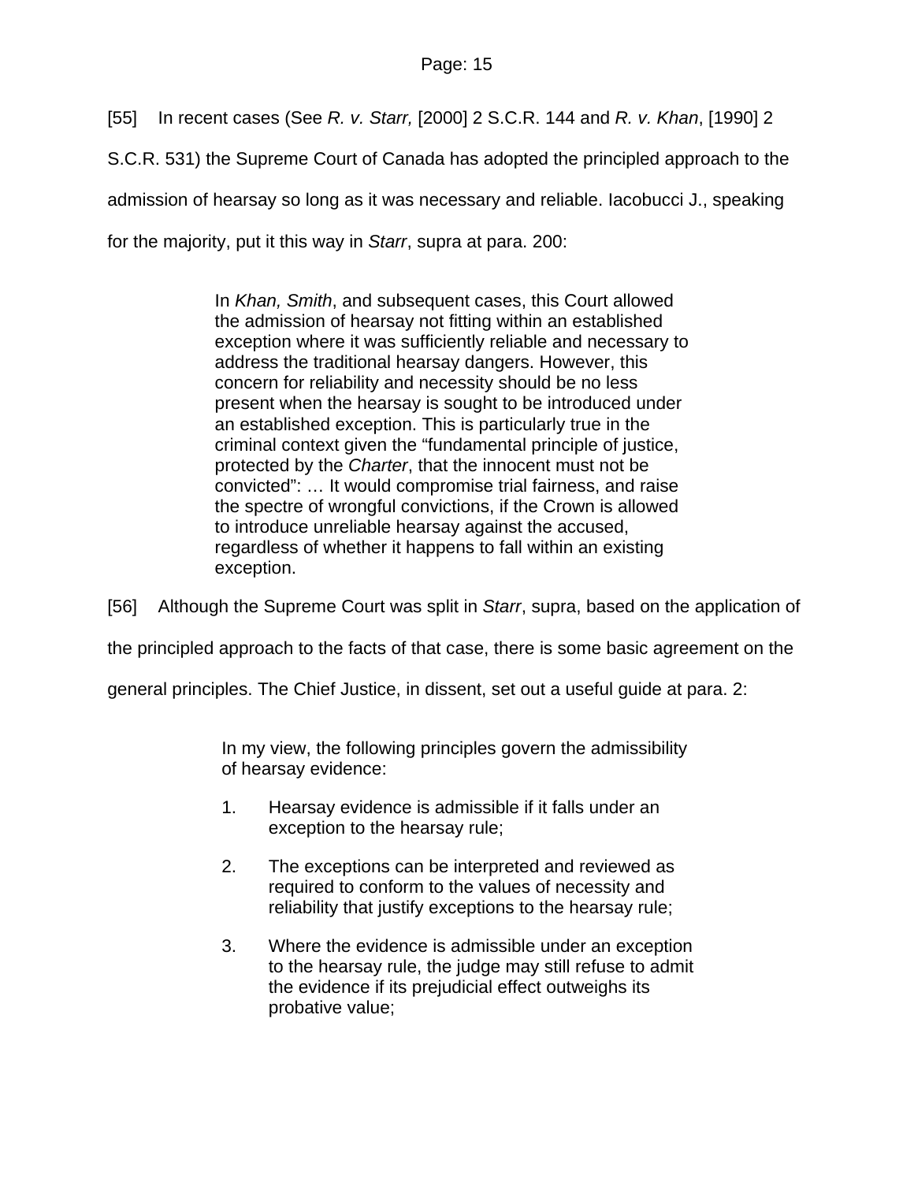[55] In recent cases (See *R. v. Starr,* [2000] 2 S.C.R. 144 and *R. v. Khan*, [1990] 2 S.C.R. 531) the Supreme Court of Canada has adopted the principled approach to the admission of hearsay so long as it was necessary and reliable. Iacobucci J., speaking for the majority, put it this way in *Starr*, supra at para. 200:

> In *Khan, Smith*, and subsequent cases, this Court allowed the admission of hearsay not fitting within an established exception where it was sufficiently reliable and necessary to address the traditional hearsay dangers. However, this concern for reliability and necessity should be no less present when the hearsay is sought to be introduced under an established exception. This is particularly true in the criminal context given the "fundamental principle of justice, protected by the *Charter*, that the innocent must not be convicted": … It would compromise trial fairness, and raise the spectre of wrongful convictions, if the Crown is allowed to introduce unreliable hearsay against the accused, regardless of whether it happens to fall within an existing exception.

[56] Although the Supreme Court was split in *Starr*, supra, based on the application of the principled approach to the facts of that case, there is some basic agreement on the general principles. The Chief Justice, in dissent, set out a useful guide at para. 2:

> In my view, the following principles govern the admissibility of hearsay evidence:
>
> 1. Hearsay evidence is admissible if it falls under an exception to the hearsay rule;
>
> 2. The exceptions can be interpreted and reviewed as required to conform to the values of necessity and reliability that justify exceptions to the hearsay rule;
>
> 3. Where the evidence is admissible under an exception to the hearsay rule, the judge may still refuse to admit the evidence if its prejudicial effect outweighs its probative value;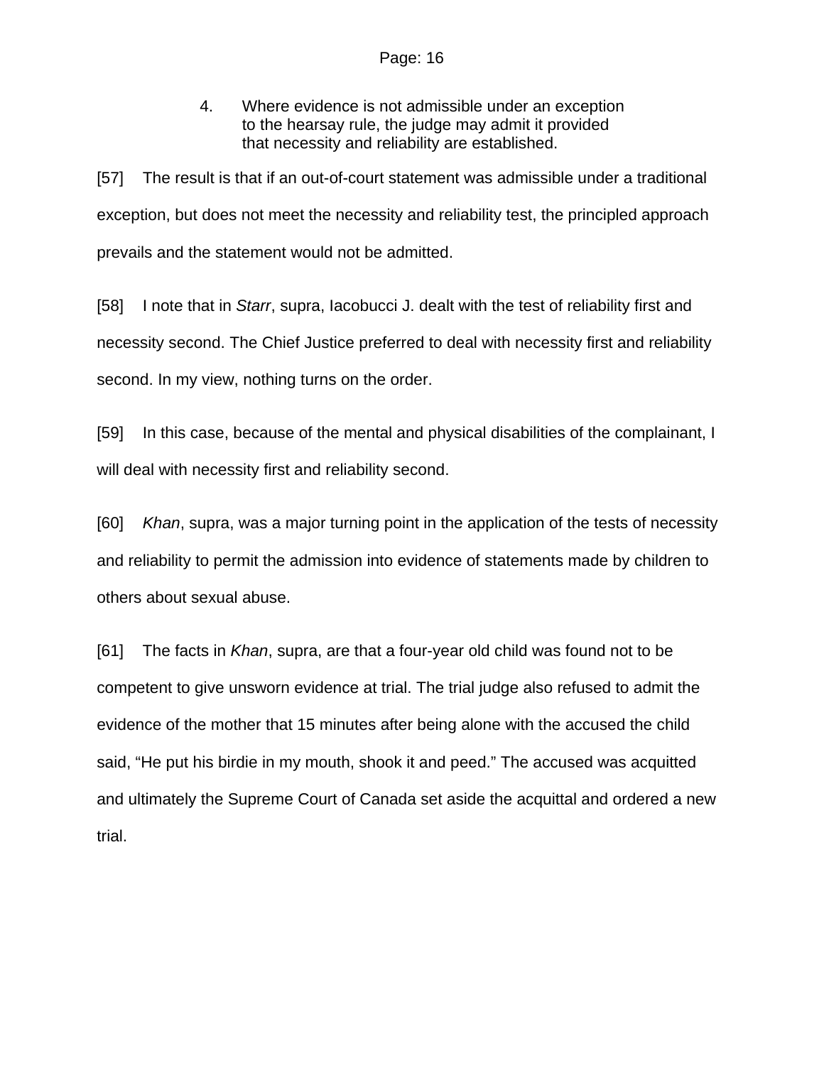4. Where evidence is not admissible under an exception to the hearsay rule, the judge may admit it provided that necessity and reliability are established.

[57] The result is that if an out-of-court statement was admissible under a traditional exception, but does not meet the necessity and reliability test, the principled approach prevails and the statement would not be admitted.

[58] I note that in *Starr*, supra, Iacobucci J. dealt with the test of reliability first and necessity second. The Chief Justice preferred to deal with necessity first and reliability second. In my view, nothing turns on the order.

[59] In this case, because of the mental and physical disabilities of the complainant, I will deal with necessity first and reliability second.

[60] *Khan*, supra, was a major turning point in the application of the tests of necessity and reliability to permit the admission into evidence of statements made by children to others about sexual abuse.

[61] The facts in *Khan*, supra, are that a four-year old child was found not to be competent to give unsworn evidence at trial. The trial judge also refused to admit the evidence of the mother that 15 minutes after being alone with the accused the child said, “He put his birdie in my mouth, shook it and peed.” The accused was acquitted and ultimately the Supreme Court of Canada set aside the acquittal and ordered a new trial.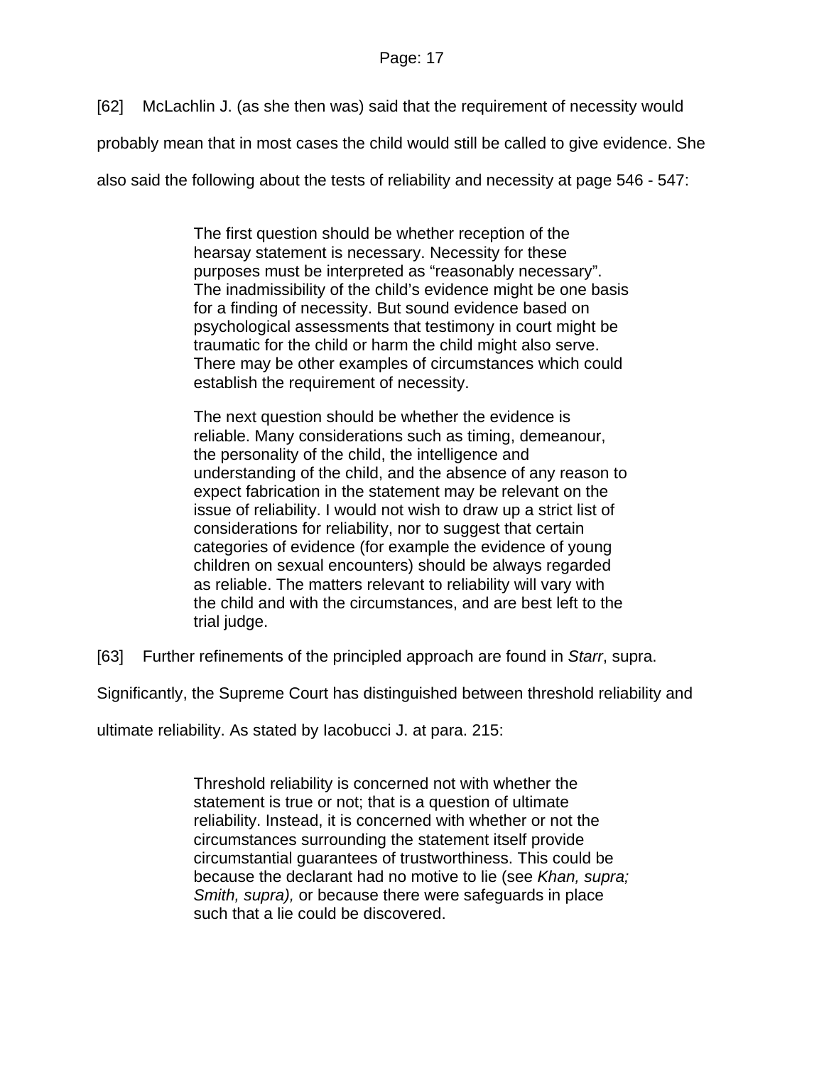[62] McLachlin J. (as she then was) said that the requirement of necessity would probably mean that in most cases the child would still be called to give evidence. She also said the following about the tests of reliability and necessity at page 546 - 547:

> The first question should be whether reception of the hearsay statement is necessary. Necessity for these purposes must be interpreted as “reasonably necessary”. The inadmissibility of the child’s evidence might be one basis for a finding of necessity. But sound evidence based on psychological assessments that testimony in court might be traumatic for the child or harm the child might also serve. There may be other examples of circumstances which could establish the requirement of necessity.
>
> The next question should be whether the evidence is reliable. Many considerations such as timing, demeanour, the personality of the child, the intelligence and understanding of the child, and the absence of any reason to expect fabrication in the statement may be relevant on the issue of reliability. I would not wish to draw up a strict list of considerations for reliability, nor to suggest that certain categories of evidence (for example the evidence of young children on sexual encounters) should be always regarded as reliable. The matters relevant to reliability will vary with the child and with the circumstances, and are best left to the trial judge.

[63] Further refinements of the principled approach are found in *Starr*, supra. Significantly, the Supreme Court has distinguished between threshold reliability and ultimate reliability. As stated by Iacobucci J. at para. 215:

> Threshold reliability is concerned not with whether the statement is true or not; that is a question of ultimate reliability. Instead, it is concerned with whether or not the circumstances surrounding the statement itself provide circumstantial guarantees of trustworthiness. This could be because the declarant had no motive to lie (see *Khan, supra; Smith, supra),* or because there were safeguards in place such that a lie could be discovered.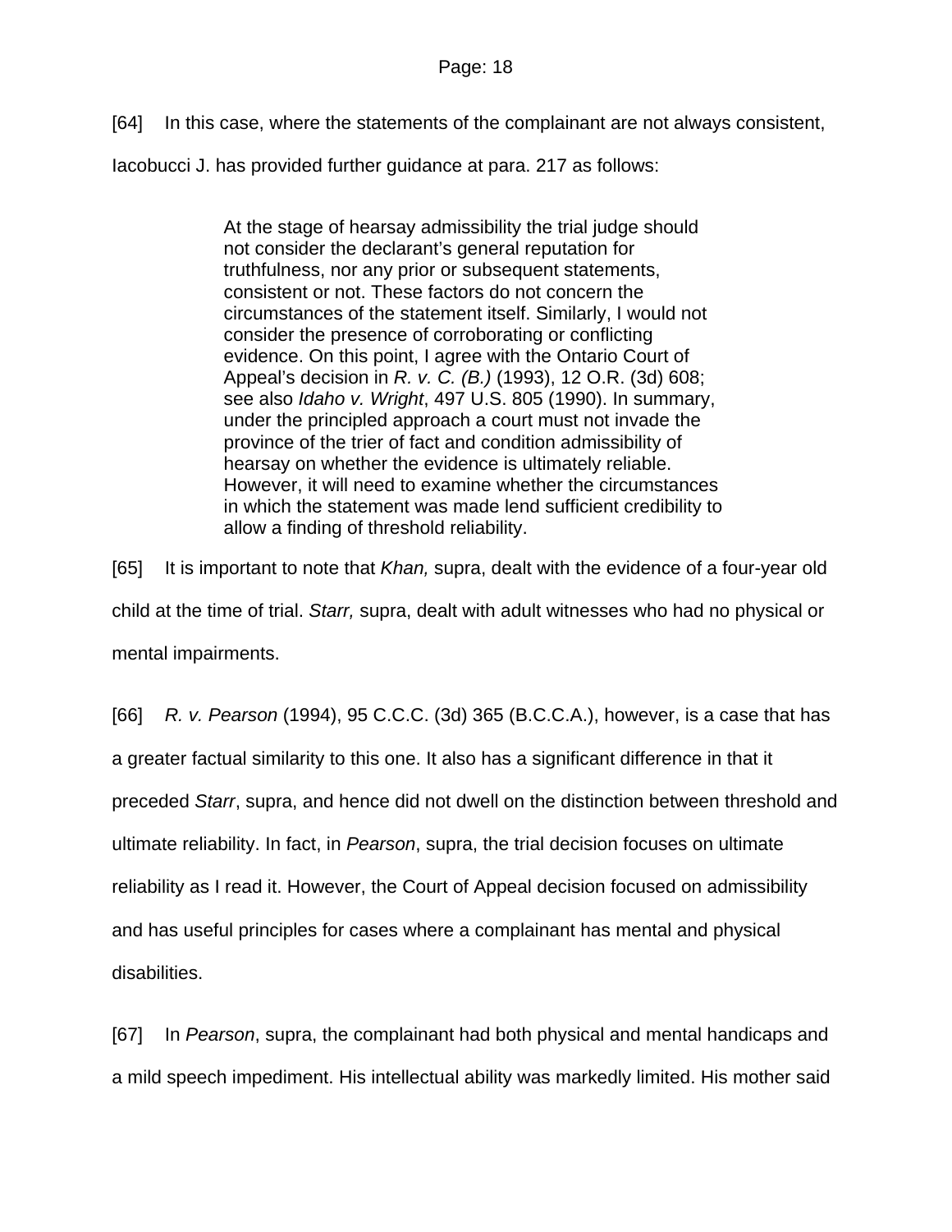[64] In this case, where the statements of the complainant are not always consistent, Iacobucci J. has provided further guidance at para. 217 as follows:

> At the stage of hearsay admissibility the trial judge should not consider the declarant's general reputation for truthfulness, nor any prior or subsequent statements, consistent or not. These factors do not concern the circumstances of the statement itself. Similarly, I would not consider the presence of corroborating or conflicting evidence. On this point, I agree with the Ontario Court of Appeal's decision in *R. v. C. (B.)* (1993), 12 O.R. (3d) 608; see also *Idaho v. Wright*, 497 U.S. 805 (1990). In summary, under the principled approach a court must not invade the province of the trier of fact and condition admissibility of hearsay on whether the evidence is ultimately reliable. However, it will need to examine whether the circumstances in which the statement was made lend sufficient credibility to allow a finding of threshold reliability.

[65] It is important to note that *Khan,* supra, dealt with the evidence of a four-year old child at the time of trial. *Starr,* supra, dealt with adult witnesses who had no physical or mental impairments.

[66] *R. v. Pearson* (1994), 95 C.C.C. (3d) 365 (B.C.C.A.), however, is a case that has a greater factual similarity to this one. It also has a significant difference in that it preceded *Starr*, supra, and hence did not dwell on the distinction between threshold and ultimate reliability. In fact, in *Pearson*, supra, the trial decision focuses on ultimate reliability as I read it. However, the Court of Appeal decision focused on admissibility and has useful principles for cases where a complainant has mental and physical disabilities.

[67] In *Pearson*, supra, the complainant had both physical and mental handicaps and a mild speech impediment. His intellectual ability was markedly limited. His mother said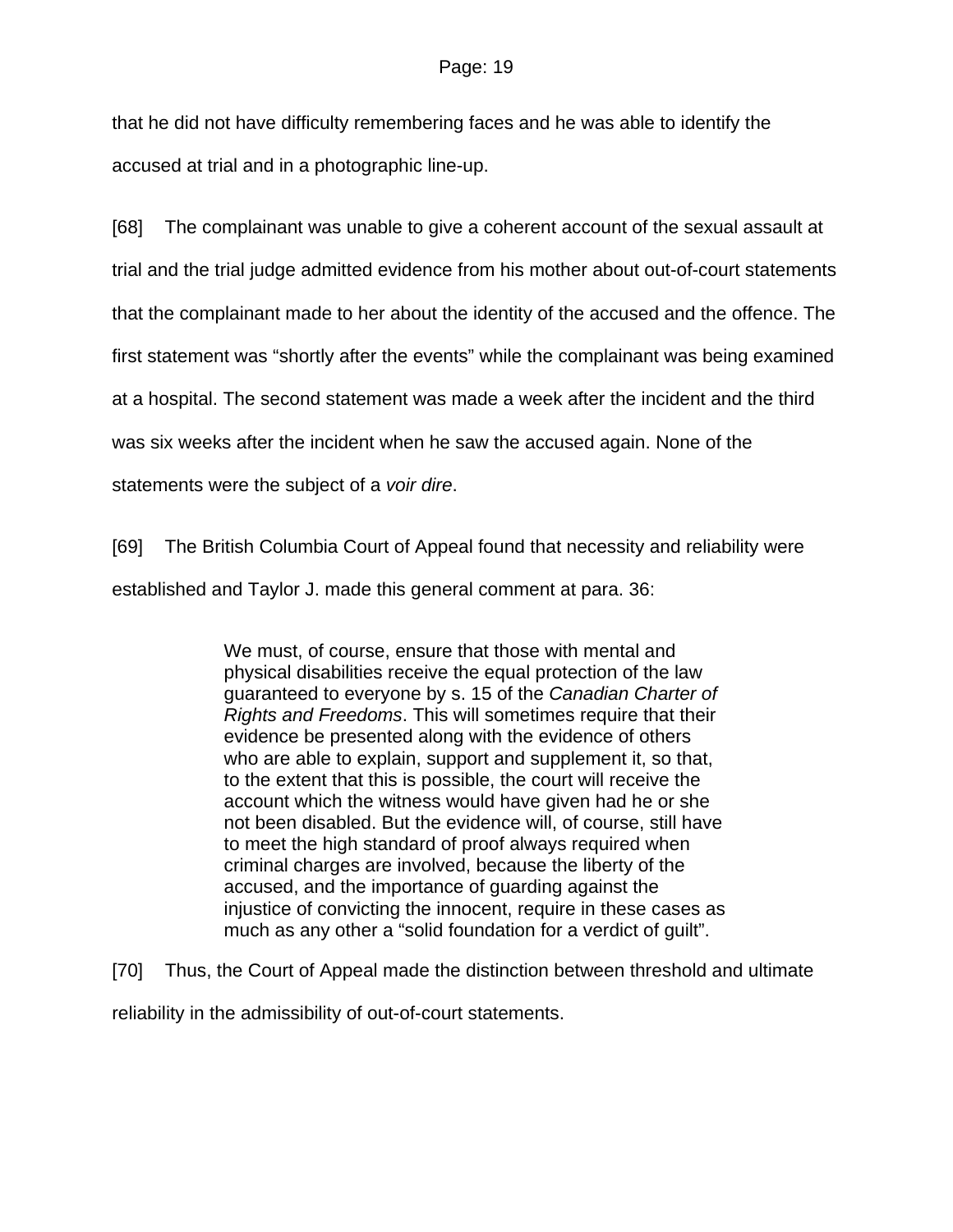that he did not have difficulty remembering faces and he was able to identify the accused at trial and in a photographic line-up.

[68] The complainant was unable to give a coherent account of the sexual assault at trial and the trial judge admitted evidence from his mother about out-of-court statements that the complainant made to her about the identity of the accused and the offence. The first statement was "shortly after the events" while the complainant was being examined at a hospital. The second statement was made a week after the incident and the third was six weeks after the incident when he saw the accused again. None of the statements were the subject of a *voir dire*.

[69] The British Columbia Court of Appeal found that necessity and reliability were established and Taylor J. made this general comment at para. 36:

> We must, of course, ensure that those with mental and physical disabilities receive the equal protection of the law guaranteed to everyone by s. 15 of the *Canadian Charter of Rights and Freedoms*. This will sometimes require that their evidence be presented along with the evidence of others who are able to explain, support and supplement it, so that, to the extent that this is possible, the court will receive the account which the witness would have given had he or she not been disabled. But the evidence will, of course, still have to meet the high standard of proof always required when criminal charges are involved, because the liberty of the accused, and the importance of guarding against the injustice of convicting the innocent, require in these cases as much as any other a "solid foundation for a verdict of guilt".

[70] Thus, the Court of Appeal made the distinction between threshold and ultimate reliability in the admissibility of out-of-court statements.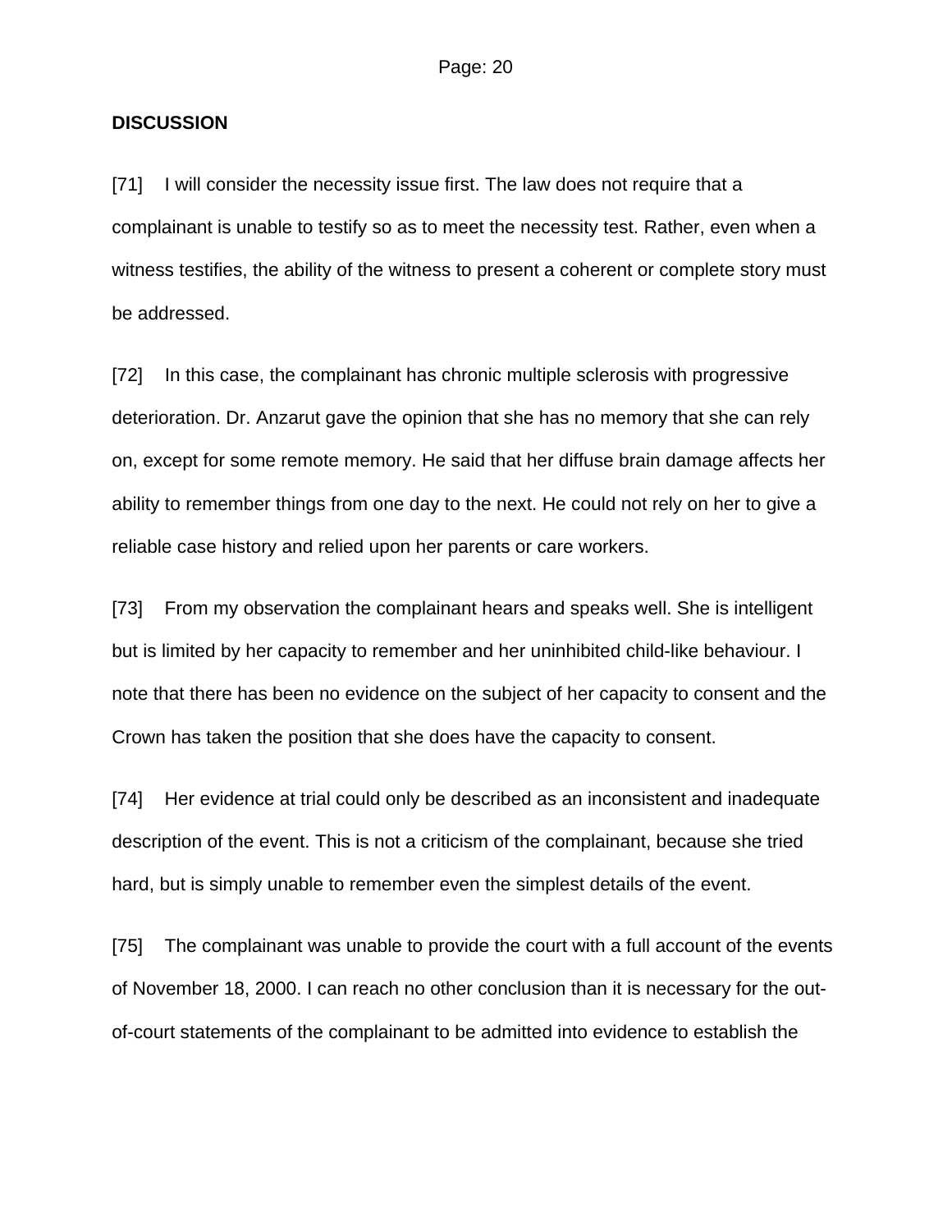**DISCUSSION**

[71] I will consider the necessity issue first. The law does not require that a complainant is unable to testify so as to meet the necessity test. Rather, even when a witness testifies, the ability of the witness to present a coherent or complete story must be addressed.

[72] In this case, the complainant has chronic multiple sclerosis with progressive deterioration. Dr. Anzarut gave the opinion that she has no memory that she can rely on, except for some remote memory. He said that her diffuse brain damage affects her ability to remember things from one day to the next. He could not rely on her to give a reliable case history and relied upon her parents or care workers.

[73] From my observation the complainant hears and speaks well. She is intelligent but is limited by her capacity to remember and her uninhibited child-like behaviour. I note that there has been no evidence on the subject of her capacity to consent and the Crown has taken the position that she does have the capacity to consent.

[74] Her evidence at trial could only be described as an inconsistent and inadequate description of the event. This is not a criticism of the complainant, because she tried hard, but is simply unable to remember even the simplest details of the event.

[75] The complainant was unable to provide the court with a full account of the events of November 18, 2000. I can reach no other conclusion than it is necessary for the out-of-court statements of the complainant to be admitted into evidence to establish the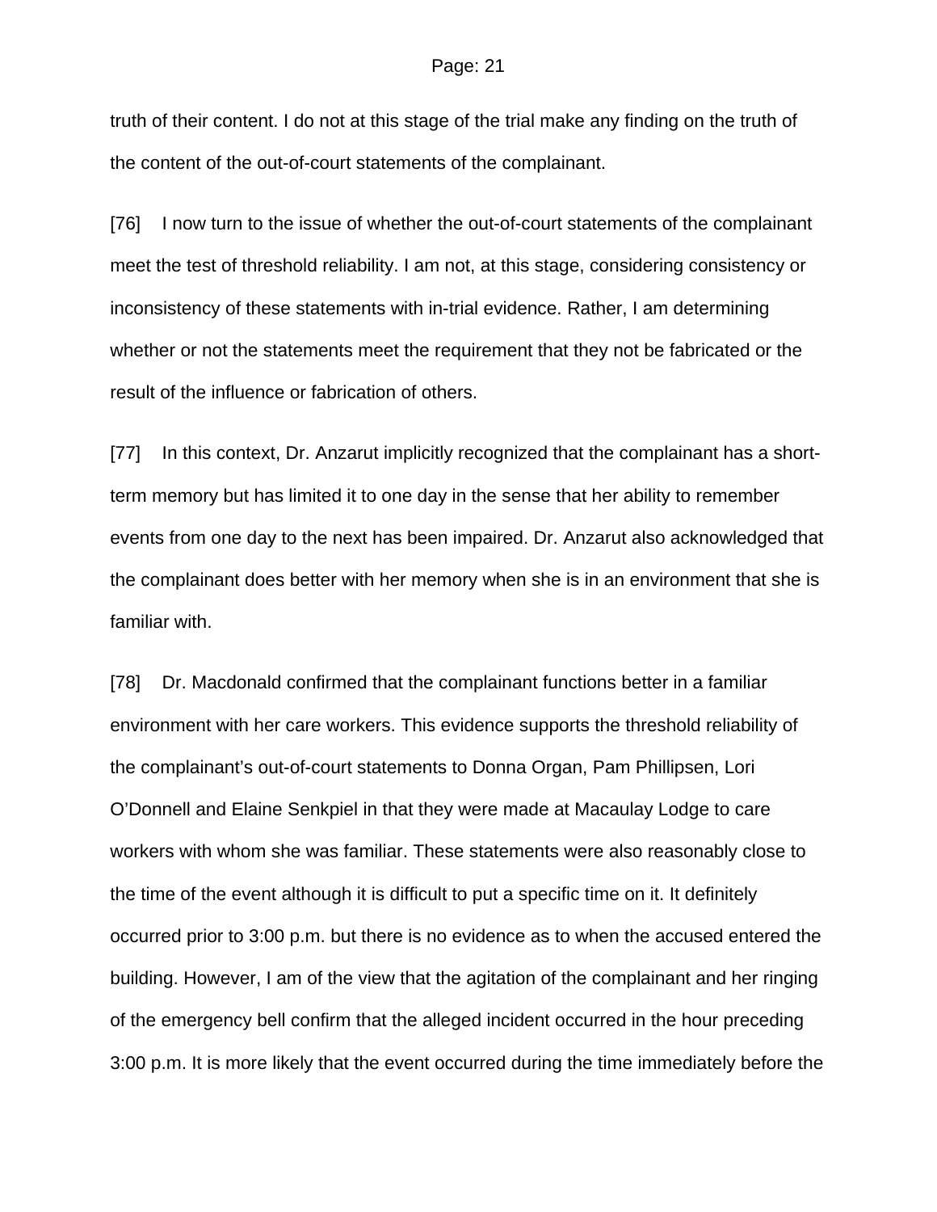truth of their content. I do not at this stage of the trial make any finding on the truth of the content of the out-of-court statements of the complainant.

[76] I now turn to the issue of whether the out-of-court statements of the complainant meet the test of threshold reliability. I am not, at this stage, considering consistency or inconsistency of these statements with in-trial evidence. Rather, I am determining whether or not the statements meet the requirement that they not be fabricated or the result of the influence or fabrication of others.

[77] In this context, Dr. Anzarut implicitly recognized that the complainant has a short-term memory but has limited it to one day in the sense that her ability to remember events from one day to the next has been impaired. Dr. Anzarut also acknowledged that the complainant does better with her memory when she is in an environment that she is familiar with.

[78] Dr. Macdonald confirmed that the complainant functions better in a familiar environment with her care workers. This evidence supports the threshold reliability of the complainant's out-of-court statements to Donna Organ, Pam Phillipsen, Lori O'Donnell and Elaine Senkpiel in that they were made at Macaulay Lodge to care workers with whom she was familiar. These statements were also reasonably close to the time of the event although it is difficult to put a specific time on it. It definitely occurred prior to 3:00 p.m. but there is no evidence as to when the accused entered the building. However, I am of the view that the agitation of the complainant and her ringing of the emergency bell confirm that the alleged incident occurred in the hour preceding 3:00 p.m. It is more likely that the event occurred during the time immediately before the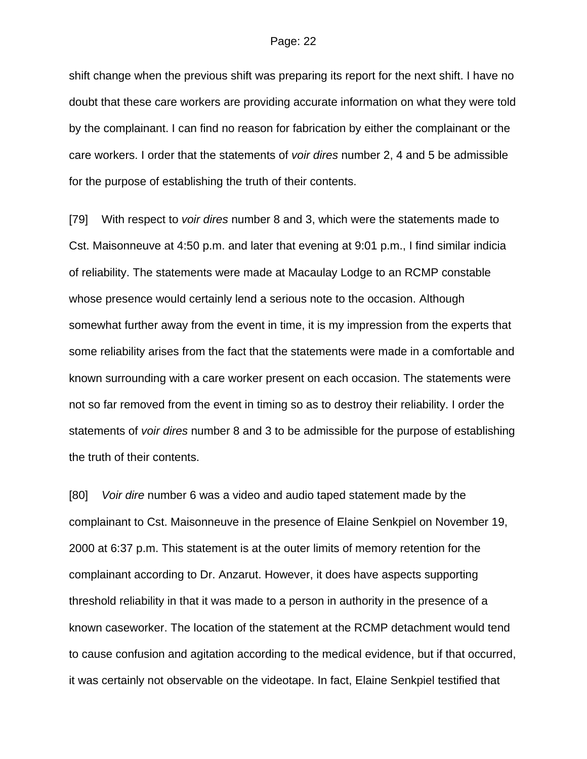shift change when the previous shift was preparing its report for the next shift. I have no doubt that these care workers are providing accurate information on what they were told by the complainant. I can find no reason for fabrication by either the complainant or the care workers. I order that the statements of *voir dires* number 2, 4 and 5 be admissible for the purpose of establishing the truth of their contents.

[79] With respect to *voir dires* number 8 and 3, which were the statements made to Cst. Maisonneuve at 4:50 p.m. and later that evening at 9:01 p.m., I find similar indicia of reliability. The statements were made at Macaulay Lodge to an RCMP constable whose presence would certainly lend a serious note to the occasion. Although somewhat further away from the event in time, it is my impression from the experts that some reliability arises from the fact that the statements were made in a comfortable and known surrounding with a care worker present on each occasion. The statements were not so far removed from the event in timing so as to destroy their reliability. I order the statements of *voir dires* number 8 and 3 to be admissible for the purpose of establishing the truth of their contents.

[80] *Voir dire* number 6 was a video and audio taped statement made by the complainant to Cst. Maisonneuve in the presence of Elaine Senkpiel on November 19, 2000 at 6:37 p.m. This statement is at the outer limits of memory retention for the complainant according to Dr. Anzarut. However, it does have aspects supporting threshold reliability in that it was made to a person in authority in the presence of a known caseworker. The location of the statement at the RCMP detachment would tend to cause confusion and agitation according to the medical evidence, but if that occurred, it was certainly not observable on the videotape. In fact, Elaine Senkpiel testified that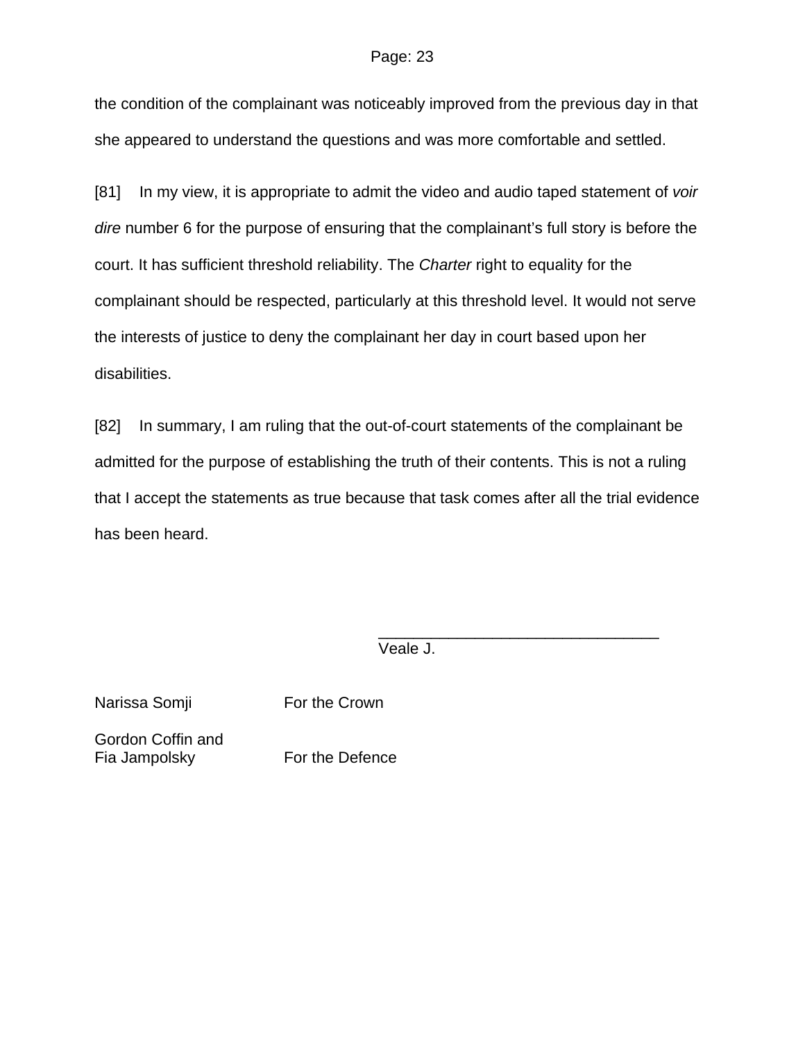the condition of the complainant was noticeably improved from the previous day in that she appeared to understand the questions and was more comfortable and settled.

[81] In my view, it is appropriate to admit the video and audio taped statement of *voir dire* number 6 for the purpose of ensuring that the complainant's full story is before the court. It has sufficient threshold reliability. The *Charter* right to equality for the complainant should be respected, particularly at this threshold level. It would not serve the interests of justice to deny the complainant her day in court based upon her disabilities.

[82] In summary, I am ruling that the out-of-court statements of the complainant be admitted for the purpose of establishing the truth of their contents. This is not a ruling that I accept the statements as true because that task comes after all the trial evidence has been heard.

\_\_\_\_\_\_\_\_\_\_\_\_\_\_\_\_\_\_\_\_\_\_\_\_\_\_\_\_\_\_\_\_

Veale J.

| | |
|---|---|
| Narissa Somji | For the Crown |
| Gordon Coffin and Fia Jampolsky | For the Defence |